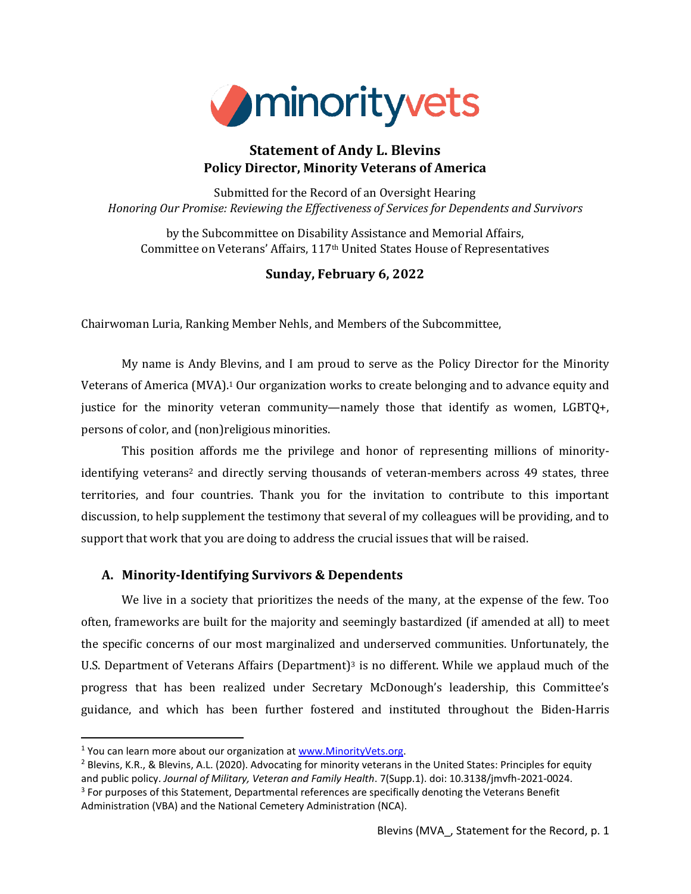minorityvets

## Statement of Andy L. Blevins
## Policy Director, Minority Veterans of America

Submitted for the Record of an Oversight Hearing
*Honoring Our Promise: Reviewing the Effectiveness of Services for Dependents and Survivors*

by the Subcommittee on Disability Assistance and Memorial Affairs,
Committee on Veterans' Affairs, 117th United States House of Representatives

**Sunday, February 6, 2022**

Chairwoman Luria, Ranking Member Nehls, and Members of the Subcommittee,

My name is Andy Blevins, and I am proud to serve as the Policy Director for the Minority Veterans of America (MVA).[1] Our organization works to create belonging and to advance equity and justice for the minority veteran community—namely those that identify as women, LGBTQ+, persons of color, and (non)religious minorities.

This position affords me the privilege and honor of representing millions of minority-identifying veterans[2] and directly serving thousands of veteran-members across 49 states, three territories, and four countries. Thank you for the invitation to contribute to this important discussion, to help supplement the testimony that several of my colleagues will be providing, and to support that work that you are doing to address the crucial issues that will be raised.

### A. Minority-Identifying Survivors & Dependents

We live in a society that prioritizes the needs of the many, at the expense of the few. Too often, frameworks are built for the majority and seemingly bastardized (if amended at all) to meet the specific concerns of our most marginalized and underserved communities. Unfortunately, the U.S. Department of Veterans Affairs (Department)[3] is no different. While we applaud much of the progress that has been realized under Secretary McDonough's leadership, this Committee's guidance, and which has been further fostered and instituted throughout the Biden-Harris

---

[1] You can learn more about our organization at www.MinorityVets.org.

[2] Blevins, K.R., & Blevins, A.L. (2020). Advocating for minority veterans in the United States: Principles for equity and public policy. *Journal of Military, Veteran and Family Health*. 7(Supp.1). doi: 10.3138/jmvfh-2021-0024.

[3] For purposes of this Statement, Departmental references are specifically denoting the Veterans Benefit Administration (VBA) and the National Cemetery Administration (NCA).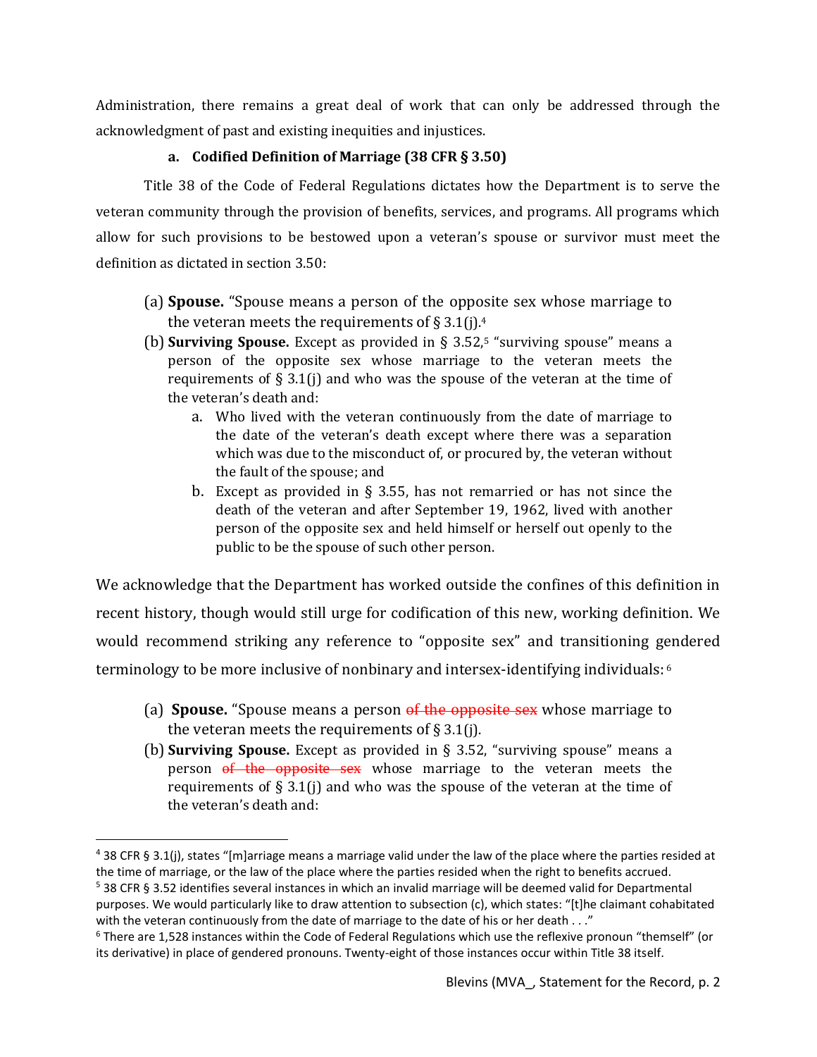Administration, there remains a great deal of work that can only be addressed through the acknowledgment of past and existing inequities and injustices.

### a. Codified Definition of Marriage (38 CFR § 3.50)

Title 38 of the Code of Federal Regulations dictates how the Department is to serve the veteran community through the provision of benefits, services, and programs. All programs which allow for such provisions to be bestowed upon a veteran's spouse or survivor must meet the definition as dictated in section 3.50:

> (a) **Spouse.** "Spouse means a person of the opposite sex whose marriage to the veteran meets the requirements of § 3.1(j).[4]
>
> (b) **Surviving Spouse.** Except as provided in § 3.52,[5] "surviving spouse" means a person of the opposite sex whose marriage to the veteran meets the requirements of § 3.1(j) and who was the spouse of the veteran at the time of the veteran's death and:
>
> a. Who lived with the veteran continuously from the date of marriage to the date of the veteran's death except where there was a separation which was due to the misconduct of, or procured by, the veteran without the fault of the spouse; and
>
> b. Except as provided in § 3.55, has not remarried or has not since the death of the veteran and after September 19, 1962, lived with another person of the opposite sex and held himself or herself out openly to the public to be the spouse of such other person.

We acknowledge that the Department has worked outside the confines of this definition in recent history, though would still urge for codification of this new, working definition. We would recommend striking any reference to "opposite sex" and transitioning gendered terminology to be more inclusive of nonbinary and intersex-identifying individuals: [6]

> (a) **Spouse.** "Spouse means a person ~~of the opposite sex~~ whose marriage to the veteran meets the requirements of § 3.1(j).
>
> (b) **Surviving Spouse.** Except as provided in § 3.52, "surviving spouse" means a person ~~of the opposite sex~~ whose marriage to the veteran meets the requirements of § 3.1(j) and who was the spouse of the veteran at the time of the veteran's death and:

---

[4] 38 CFR § 3.1(j), states "[m]arriage means a marriage valid under the law of the place where the parties resided at the time of marriage, or the law of the place where the parties resided when the right to benefits accrued.

[5] 38 CFR § 3.52 identifies several instances in which an invalid marriage will be deemed valid for Departmental purposes. We would particularly like to draw attention to subsection (c), which states: "[t]he claimant cohabitated with the veteran continuously from the date of marriage to the date of his or her death . . ."

[6] There are 1,528 instances within the Code of Federal Regulations which use the reflexive pronoun "themself" (or its derivative) in place of gendered pronouns. Twenty-eight of those instances occur within Title 38 itself.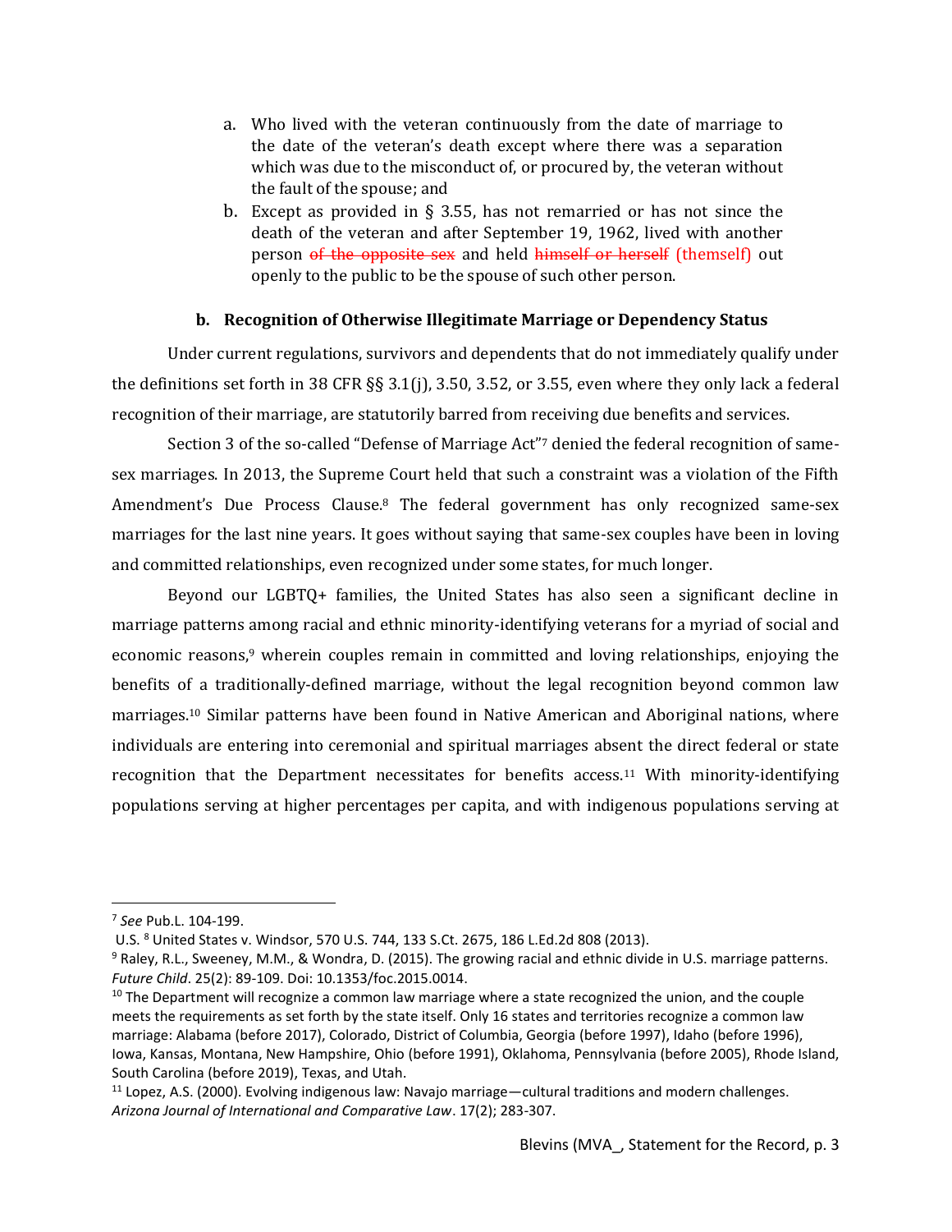a. Who lived with the veteran continuously from the date of marriage to the date of the veteran's death except where there was a separation which was due to the misconduct of, or procured by, the veteran without the fault of the spouse; and
b. Except as provided in § 3.55, has not remarried or has not since the death of the veteran and after September 19, 1962, lived with another person ~~of the opposite sex~~ and held ~~himself or herself~~ (themself) out openly to the public to be the spouse of such other person.

### b. Recognition of Otherwise Illegitimate Marriage or Dependency Status

Under current regulations, survivors and dependents that do not immediately qualify under the definitions set forth in 38 CFR §§ 3.1(j), 3.50, 3.52, or 3.55, even where they only lack a federal recognition of their marriage, are statutorily barred from receiving due benefits and services.

Section 3 of the so-called "Defense of Marriage Act"[7] denied the federal recognition of same-sex marriages. In 2013, the Supreme Court held that such a constraint was a violation of the Fifth Amendment's Due Process Clause.[8] The federal government has only recognized same-sex marriages for the last nine years. It goes without saying that same-sex couples have been in loving and committed relationships, even recognized under some states, for much longer.

Beyond our LGBTQ+ families, the United States has also seen a significant decline in marriage patterns among racial and ethnic minority-identifying veterans for a myriad of social and economic reasons,[9] wherein couples remain in committed and loving relationships, enjoying the benefits of a traditionally-defined marriage, without the legal recognition beyond common law marriages.[10] Similar patterns have been found in Native American and Aboriginal nations, where individuals are entering into ceremonial and spiritual marriages absent the direct federal or state recognition that the Department necessitates for benefits access.[11] With minority-identifying populations serving at higher percentages per capita, and with indigenous populations serving at

---

[7] *See* Pub.L. 104-199.

U.S. [8] United States v. Windsor, 570 U.S. 744, 133 S.Ct. 2675, 186 L.Ed.2d 808 (2013).

[9] Raley, R.L., Sweeney, M.M., & Wondra, D. (2015). The growing racial and ethnic divide in U.S. marriage patterns. *Future Child*. 25(2): 89-109. Doi: 10.1353/foc.2015.0014.

[10] The Department will recognize a common law marriage where a state recognized the union, and the couple meets the requirements as set forth by the state itself. Only 16 states and territories recognize a common law marriage: Alabama (before 2017), Colorado, District of Columbia, Georgia (before 1997), Idaho (before 1996), Iowa, Kansas, Montana, New Hampshire, Ohio (before 1991), Oklahoma, Pennsylvania (before 2005), Rhode Island, South Carolina (before 2019), Texas, and Utah.

[11] Lopez, A.S. (2000). Evolving indigenous law: Navajo marriage—cultural traditions and modern challenges. *Arizona Journal of International and Comparative Law*. 17(2); 283-307.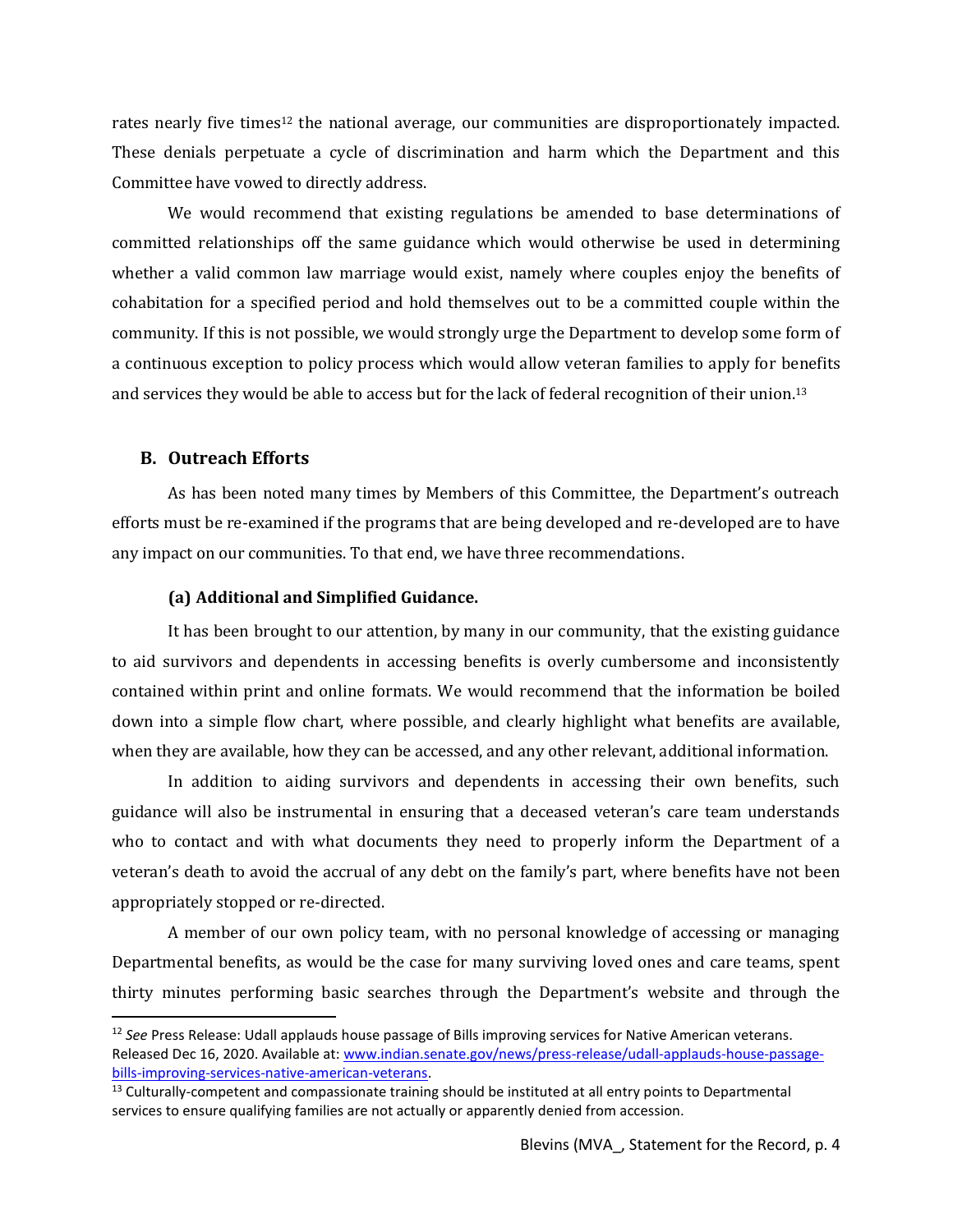rates nearly five times[12] the national average, our communities are disproportionately impacted. These denials perpetuate a cycle of discrimination and harm which the Department and this Committee have vowed to directly address.

We would recommend that existing regulations be amended to base determinations of committed relationships off the same guidance which would otherwise be used in determining whether a valid common law marriage would exist, namely where couples enjoy the benefits of cohabitation for a specified period and hold themselves out to be a committed couple within the community. If this is not possible, we would strongly urge the Department to develop some form of a continuous exception to policy process which would allow veteran families to apply for benefits and services they would be able to access but for the lack of federal recognition of their union.[13]

### B. Outreach Efforts

As has been noted many times by Members of this Committee, the Department's outreach efforts must be re-examined if the programs that are being developed and re-developed are to have any impact on our communities. To that end, we have three recommendations.

#### (a) Additional and Simplified Guidance.

It has been brought to our attention, by many in our community, that the existing guidance to aid survivors and dependents in accessing benefits is overly cumbersome and inconsistently contained within print and online formats. We would recommend that the information be boiled down into a simple flow chart, where possible, and clearly highlight what benefits are available, when they are available, how they can be accessed, and any other relevant, additional information.

In addition to aiding survivors and dependents in accessing their own benefits, such guidance will also be instrumental in ensuring that a deceased veteran's care team understands who to contact and with what documents they need to properly inform the Department of a veteran's death to avoid the accrual of any debt on the family's part, where benefits have not been appropriately stopped or re-directed.

A member of our own policy team, with no personal knowledge of accessing or managing Departmental benefits, as would be the case for many surviving loved ones and care teams, spent thirty minutes performing basic searches through the Department's website and through the

---

[12] *See* Press Release: Udall applauds house passage of Bills improving services for Native American veterans. Released Dec 16, 2020. Available at: www.indian.senate.gov/news/press-release/udall-applauds-house-passage-bills-improving-services-native-american-veterans.

[13] Culturally-competent and compassionate training should be instituted at all entry points to Departmental services to ensure qualifying families are not actually or apparently denied from accession.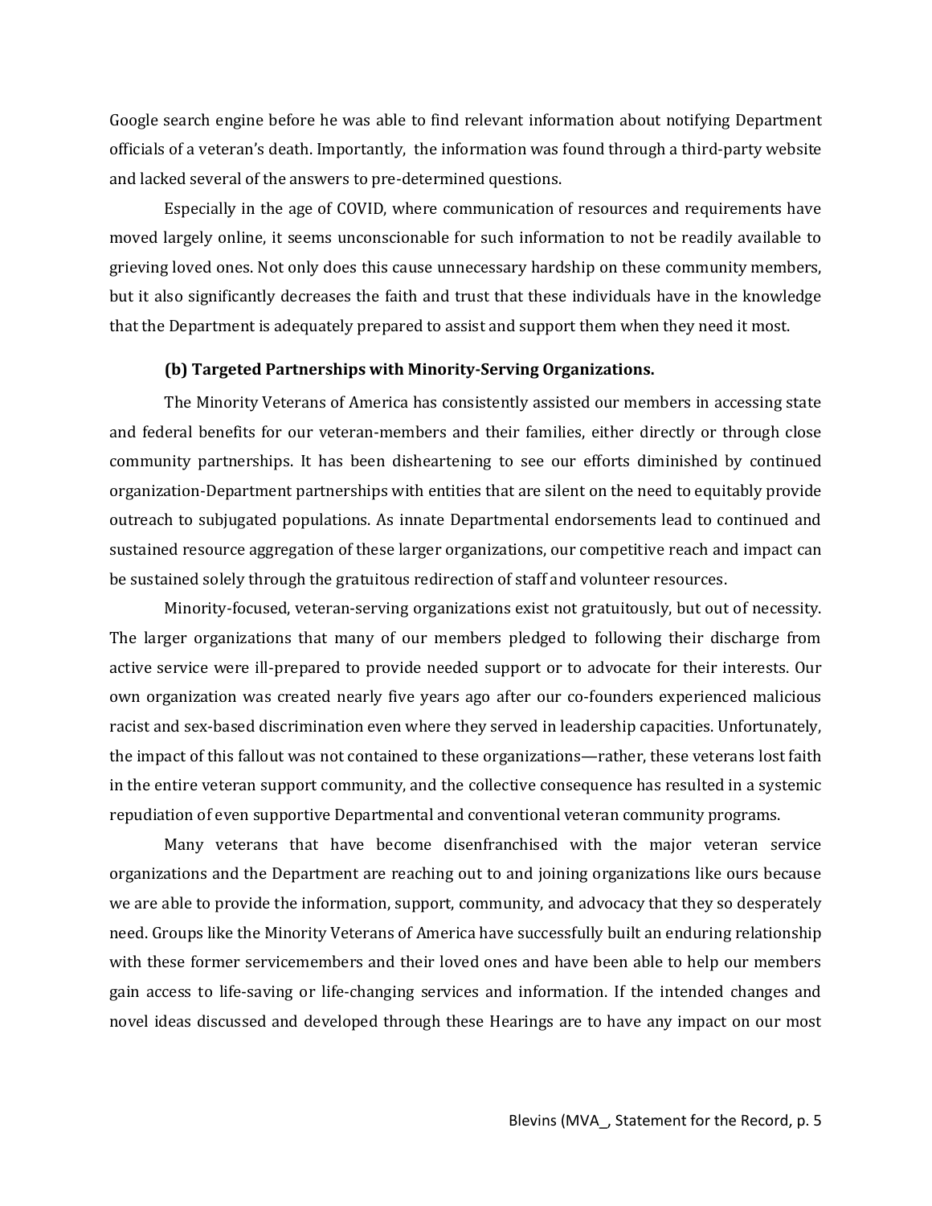Google search engine before he was able to find relevant information about notifying Department officials of a veteran's death. Importantly, the information was found through a third-party website and lacked several of the answers to pre-determined questions.

Especially in the age of COVID, where communication of resources and requirements have moved largely online, it seems unconscionable for such information to not be readily available to grieving loved ones. Not only does this cause unnecessary hardship on these community members, but it also significantly decreases the faith and trust that these individuals have in the knowledge that the Department is adequately prepared to assist and support them when they need it most.

**(b) Targeted Partnerships with Minority-Serving Organizations.**

The Minority Veterans of America has consistently assisted our members in accessing state and federal benefits for our veteran-members and their families, either directly or through close community partnerships. It has been disheartening to see our efforts diminished by continued organization-Department partnerships with entities that are silent on the need to equitably provide outreach to subjugated populations. As innate Departmental endorsements lead to continued and sustained resource aggregation of these larger organizations, our competitive reach and impact can be sustained solely through the gratuitous redirection of staff and volunteer resources.

Minority-focused, veteran-serving organizations exist not gratuitously, but out of necessity. The larger organizations that many of our members pledged to following their discharge from active service were ill-prepared to provide needed support or to advocate for their interests. Our own organization was created nearly five years ago after our co-founders experienced malicious racist and sex-based discrimination even where they served in leadership capacities. Unfortunately, the impact of this fallout was not contained to these organizations—rather, these veterans lost faith in the entire veteran support community, and the collective consequence has resulted in a systemic repudiation of even supportive Departmental and conventional veteran community programs.

Many veterans that have become disenfranchised with the major veteran service organizations and the Department are reaching out to and joining organizations like ours because we are able to provide the information, support, community, and advocacy that they so desperately need. Groups like the Minority Veterans of America have successfully built an enduring relationship with these former servicemembers and their loved ones and have been able to help our members gain access to life-saving or life-changing services and information. If the intended changes and novel ideas discussed and developed through these Hearings are to have any impact on our most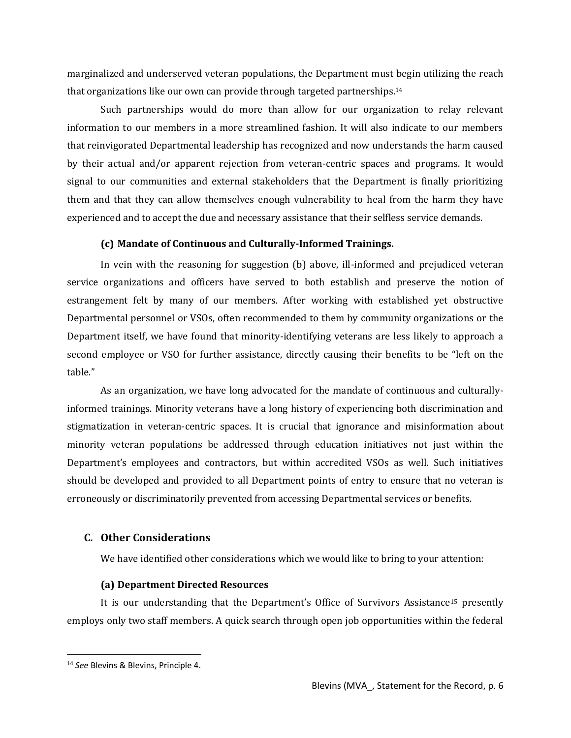marginalized and underserved veteran populations, the Department <u>must</u> begin utilizing the reach that organizations like our own can provide through targeted partnerships.[14]

Such partnerships would do more than allow for our organization to relay relevant information to our members in a more streamlined fashion. It will also indicate to our members that reinvigorated Departmental leadership has recognized and now understands the harm caused by their actual and/or apparent rejection from veteran-centric spaces and programs. It would signal to our communities and external stakeholders that the Department is finally prioritizing them and that they can allow themselves enough vulnerability to heal from the harm they have experienced and to accept the due and necessary assistance that their selfless service demands.

#### (c) Mandate of Continuous and Culturally-Informed Trainings.

In vein with the reasoning for suggestion (b) above, ill-informed and prejudiced veteran service organizations and officers have served to both establish and preserve the notion of estrangement felt by many of our members. After working with established yet obstructive Departmental personnel or VSOs, often recommended to them by community organizations or the Department itself, we have found that minority-identifying veterans are less likely to approach a second employee or VSO for further assistance, directly causing their benefits to be "left on the table."

As an organization, we have long advocated for the mandate of continuous and culturally-informed trainings. Minority veterans have a long history of experiencing both discrimination and stigmatization in veteran-centric spaces. It is crucial that ignorance and misinformation about minority veteran populations be addressed through education initiatives not just within the Department's employees and contractors, but within accredited VSOs as well. Such initiatives should be developed and provided to all Department points of entry to ensure that no veteran is erroneously or discriminatorily prevented from accessing Departmental services or benefits.

### C. Other Considerations

We have identified other considerations which we would like to bring to your attention:

#### (a) Department Directed Resources

It is our understanding that the Department's Office of Survivors Assistance[15] presently employs only two staff members. A quick search through open job opportunities within the federal

---

[14] *See* Blevins & Blevins, Principle 4.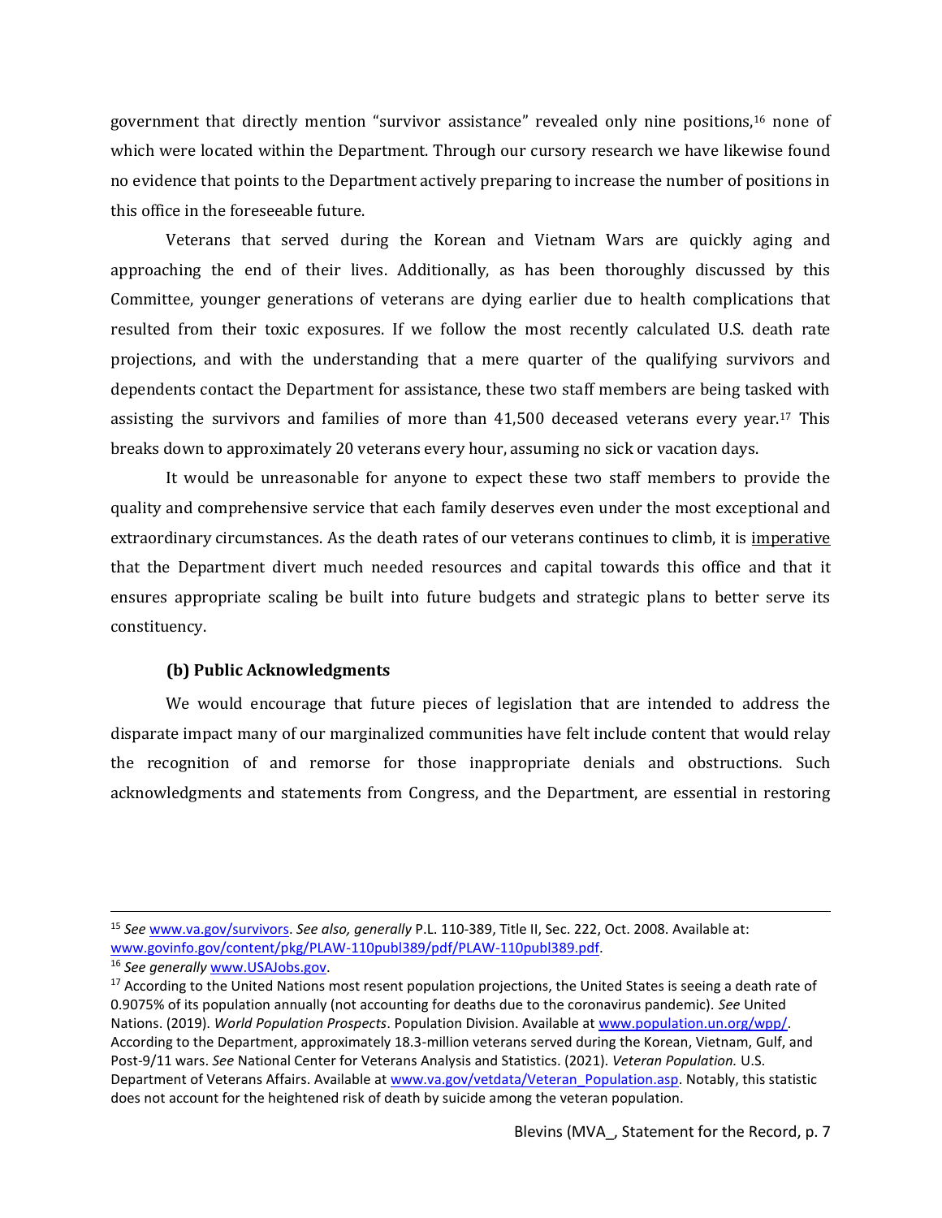government that directly mention "survivor assistance" revealed only nine positions,[16] none of which were located within the Department. Through our cursory research we have likewise found no evidence that points to the Department actively preparing to increase the number of positions in this office in the foreseeable future.

Veterans that served during the Korean and Vietnam Wars are quickly aging and approaching the end of their lives. Additionally, as has been thoroughly discussed by this Committee, younger generations of veterans are dying earlier due to health complications that resulted from their toxic exposures. If we follow the most recently calculated U.S. death rate projections, and with the understanding that a mere quarter of the qualifying survivors and dependents contact the Department for assistance, these two staff members are being tasked with assisting the survivors and families of more than 41,500 deceased veterans every year.[17] This breaks down to approximately 20 veterans every hour, assuming no sick or vacation days.

It would be unreasonable for anyone to expect these two staff members to provide the quality and comprehensive service that each family deserves even under the most exceptional and extraordinary circumstances. As the death rates of our veterans continues to climb, it is <u>imperative</u> that the Department divert much needed resources and capital towards this office and that it ensures appropriate scaling be built into future budgets and strategic plans to better serve its constituency.

**(b) Public Acknowledgments**

We would encourage that future pieces of legislation that are intended to address the disparate impact many of our marginalized communities have felt include content that would relay the recognition of and remorse for those inappropriate denials and obstructions. Such acknowledgments and statements from Congress, and the Department, are essential in restoring

---

[15] *See* www.va.gov/survivors. *See also, generally* P.L. 110-389, Title II, Sec. 222, Oct. 2008. Available at: www.govinfo.gov/content/pkg/PLAW-110publ389/pdf/PLAW-110publ389.pdf.

[16] *See generally* www.USAJobs.gov.

[17] According to the United Nations most resent population projections, the United States is seeing a death rate of 0.9075% of its population annually (not accounting for deaths due to the coronavirus pandemic). *See* United Nations. (2019). *World Population Prospects*. Population Division. Available at www.population.un.org/wpp/. According to the Department, approximately 18.3-million veterans served during the Korean, Vietnam, Gulf, and Post-9/11 wars. *See* National Center for Veterans Analysis and Statistics. (2021). *Veteran Population.* U.S. Department of Veterans Affairs. Available at www.va.gov/vetdata/Veteran_Population.asp. Notably, this statistic does not account for the heightened risk of death by suicide among the veteran population.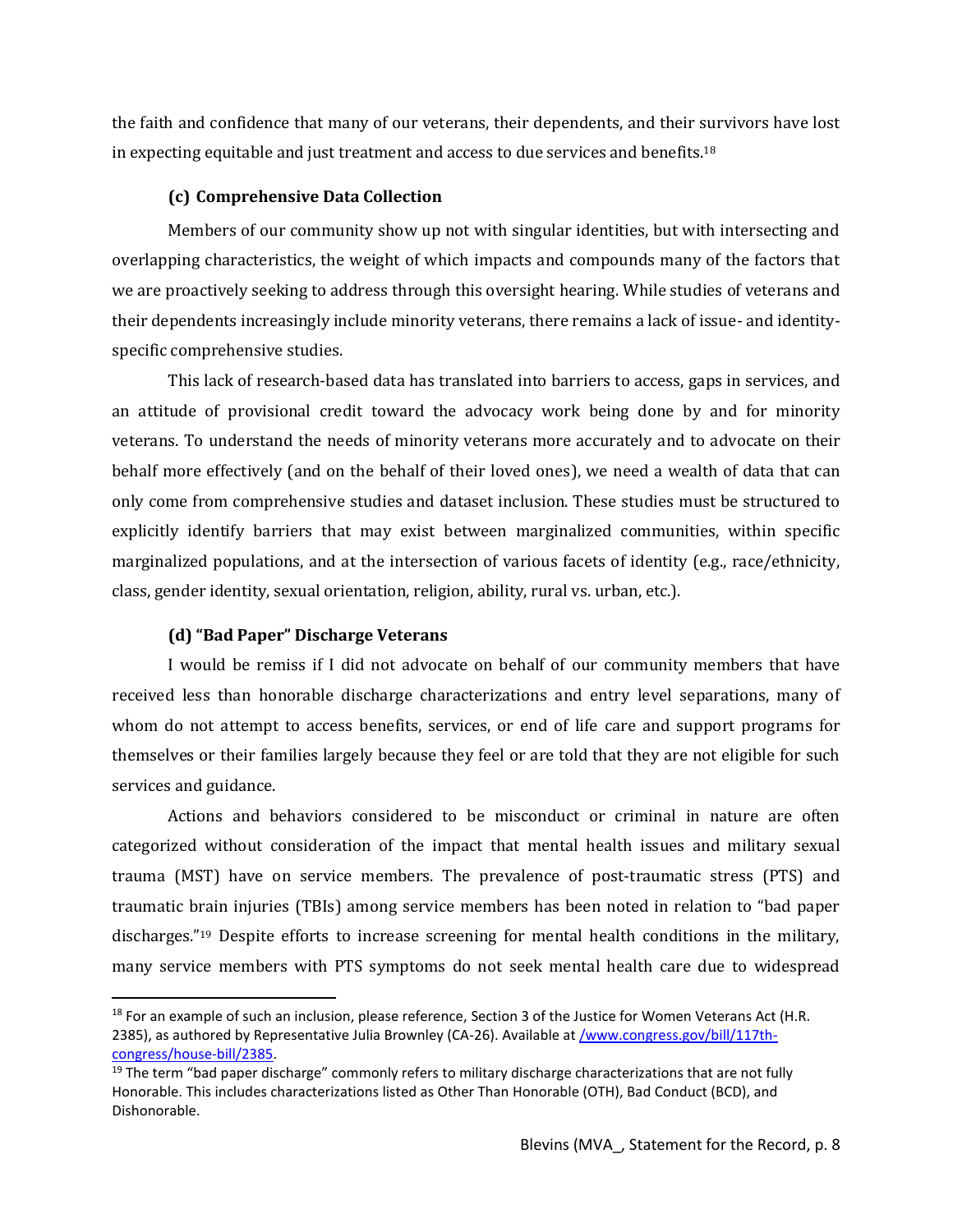the faith and confidence that many of our veterans, their dependents, and their survivors have lost in expecting equitable and just treatment and access to due services and benefits.[18]

### (c) Comprehensive Data Collection

Members of our community show up not with singular identities, but with intersecting and overlapping characteristics, the weight of which impacts and compounds many of the factors that we are proactively seeking to address through this oversight hearing. While studies of veterans and their dependents increasingly include minority veterans, there remains a lack of issue- and identity-specific comprehensive studies.

This lack of research-based data has translated into barriers to access, gaps in services, and an attitude of provisional credit toward the advocacy work being done by and for minority veterans. To understand the needs of minority veterans more accurately and to advocate on their behalf more effectively (and on the behalf of their loved ones), we need a wealth of data that can only come from comprehensive studies and dataset inclusion. These studies must be structured to explicitly identify barriers that may exist between marginalized communities, within specific marginalized populations, and at the intersection of various facets of identity (e.g., race/ethnicity, class, gender identity, sexual orientation, religion, ability, rural vs. urban, etc.).

### (d) "Bad Paper" Discharge Veterans

I would be remiss if I did not advocate on behalf of our community members that have received less than honorable discharge characterizations and entry level separations, many of whom do not attempt to access benefits, services, or end of life care and support programs for themselves or their families largely because they feel or are told that they are not eligible for such services and guidance.

Actions and behaviors considered to be misconduct or criminal in nature are often categorized without consideration of the impact that mental health issues and military sexual trauma (MST) have on service members. The prevalence of post-traumatic stress (PTS) and traumatic brain injuries (TBIs) among service members has been noted in relation to "bad paper discharges."[19] Despite efforts to increase screening for mental health conditions in the military, many service members with PTS symptoms do not seek mental health care due to widespread

---

[18] For an example of such an inclusion, please reference, Section 3 of the Justice for Women Veterans Act (H.R. 2385), as authored by Representative Julia Brownley (CA-26). Available at [/www.congress.gov/bill/117th-congress/house-bill/2385](/www.congress.gov/bill/117th-congress/house-bill/2385).

[19] The term "bad paper discharge" commonly refers to military discharge characterizations that are not fully Honorable. This includes characterizations listed as Other Than Honorable (OTH), Bad Conduct (BCD), and Dishonorable.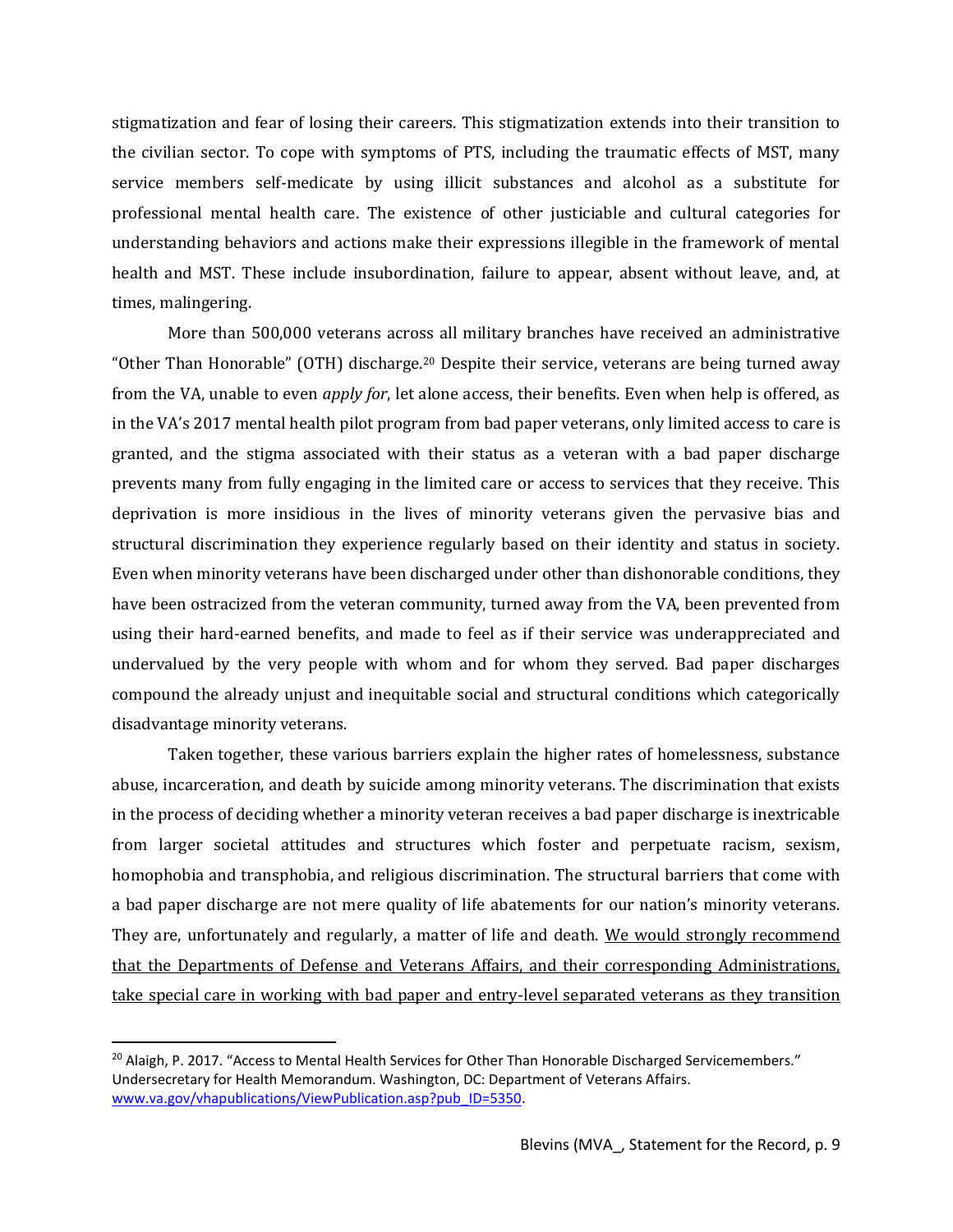stigmatization and fear of losing their careers. This stigmatization extends into their transition to the civilian sector. To cope with symptoms of PTS, including the traumatic effects of MST, many service members self-medicate by using illicit substances and alcohol as a substitute for professional mental health care. The existence of other justiciable and cultural categories for understanding behaviors and actions make their expressions illegible in the framework of mental health and MST. These include insubordination, failure to appear, absent without leave, and, at times, malingering.

More than 500,000 veterans across all military branches have received an administrative "Other Than Honorable" (OTH) discharge.[20] Despite their service, veterans are being turned away from the VA, unable to even *apply for*, let alone access, their benefits. Even when help is offered, as in the VA's 2017 mental health pilot program from bad paper veterans, only limited access to care is granted, and the stigma associated with their status as a veteran with a bad paper discharge prevents many from fully engaging in the limited care or access to services that they receive. This deprivation is more insidious in the lives of minority veterans given the pervasive bias and structural discrimination they experience regularly based on their identity and status in society. Even when minority veterans have been discharged under other than dishonorable conditions, they have been ostracized from the veteran community, turned away from the VA, been prevented from using their hard-earned benefits, and made to feel as if their service was underappreciated and undervalued by the very people with whom and for whom they served. Bad paper discharges compound the already unjust and inequitable social and structural conditions which categorically disadvantage minority veterans.

Taken together, these various barriers explain the higher rates of homelessness, substance abuse, incarceration, and death by suicide among minority veterans. The discrimination that exists in the process of deciding whether a minority veteran receives a bad paper discharge is inextricable from larger societal attitudes and structures which foster and perpetuate racism, sexism, homophobia and transphobia, and religious discrimination. The structural barriers that come with a bad paper discharge are not mere quality of life abatements for our nation's minority veterans. They are, unfortunately and regularly, a matter of life and death. <u>We would strongly recommend that the Departments of Defense and Veterans Affairs, and their corresponding Administrations, take special care in working with bad paper and entry-level separated veterans as they transition</u>

---

[20] Alaigh, P. 2017. "Access to Mental Health Services for Other Than Honorable Discharged Servicemembers." Undersecretary for Health Memorandum. Washington, DC: Department of Veterans Affairs. www.va.gov/vhapublications/ViewPublication.asp?pub_ID=5350.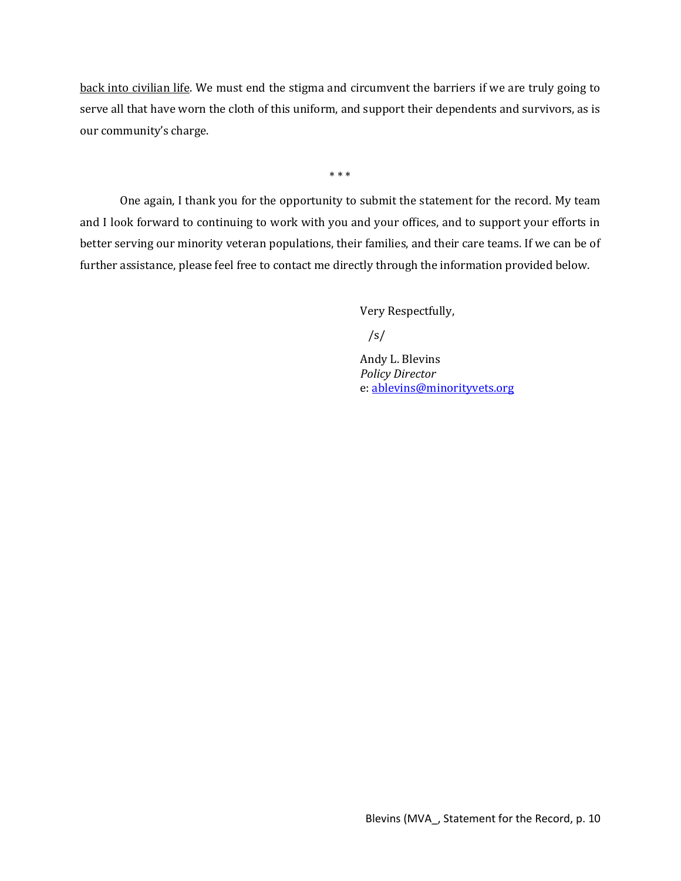back into civilian life. We must end the stigma and circumvent the barriers if we are truly going to serve all that have worn the cloth of this uniform, and support their dependents and survivors, as is our community's charge.

\* \* \*

One again, I thank you for the opportunity to submit the statement for the record. My team and I look forward to continuing to work with you and your offices, and to support your efforts in better serving our minority veteran populations, their families, and their care teams. If we can be of further assistance, please feel free to contact me directly through the information provided below.

Very Respectfully,

/s/

Andy L. Blevins
*Policy Director*
e: ablevins@minorityvets.org